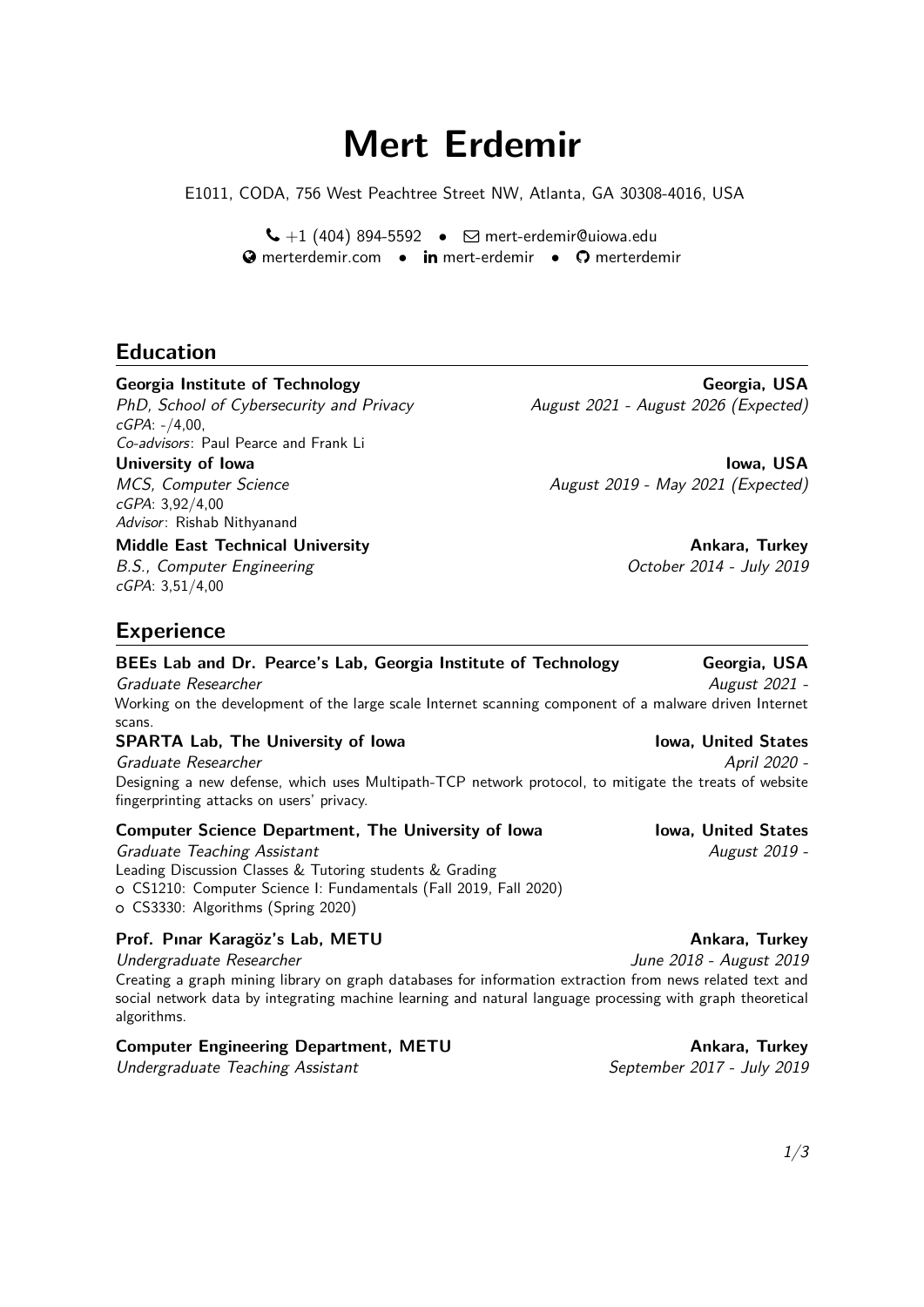# Mert Erdemir

E1011, CODA, 756 West Peachtree Street NW, Atlanta, GA 30308-4016, USA

+1 (404) 894-5592 • mert-erdemir@uiowa.edu
merterdemir.com • mert-erdemir • merterdemir

## Education

**Georgia Institute of Technology** — **Georgia, USA**
*PhD, School of Cybersecurity and Privacy* — *August 2021 - August 2026 (Expected)*
*cGPA*: -/4,00,
*Co-advisors*: Paul Pearce and Frank Li

**University of Iowa** — **Iowa, USA**
*MCS, Computer Science* — *August 2019 - May 2021 (Expected)*
*cGPA*: 3,92/4,00
*Advisor*: Rishab Nithyanand

**Middle East Technical University** — **Ankara, Turkey**
*B.S., Computer Engineering* — *October 2014 - July 2019*
*cGPA*: 3,51/4,00

## Experience

**BEEs Lab and Dr. Pearce's Lab, Georgia Institute of Technology** — **Georgia, USA**
*Graduate Researcher* — *August 2021 -*
Working on the development of the large scale Internet scanning component of a malware driven Internet scans.

**SPARTA Lab, The University of Iowa** — **Iowa, United States**
*Graduate Researcher* — *April 2020 -*
Designing a new defense, which uses Multipath-TCP network protocol, to mitigate the treats of website fingerprinting attacks on users' privacy.

**Computer Science Department, The University of Iowa** — **Iowa, United States**
*Graduate Teaching Assistant* — *August 2019 -*
Leading Discussion Classes & Tutoring students & Grading
- CS1210: Computer Science I: Fundamentals (Fall 2019, Fall 2020)
- CS3330: Algorithms (Spring 2020)

**Prof. Pınar Karagöz's Lab, METU** — **Ankara, Turkey**
*Undergraduate Researcher* — *June 2018 - August 2019*
Creating a graph mining library on graph databases for information extraction from news related text and social network data by integrating machine learning and natural language processing with graph theoretical algorithms.

**Computer Engineering Department, METU** — **Ankara, Turkey**
*Undergraduate Teaching Assistant* — *September 2017 - July 2019*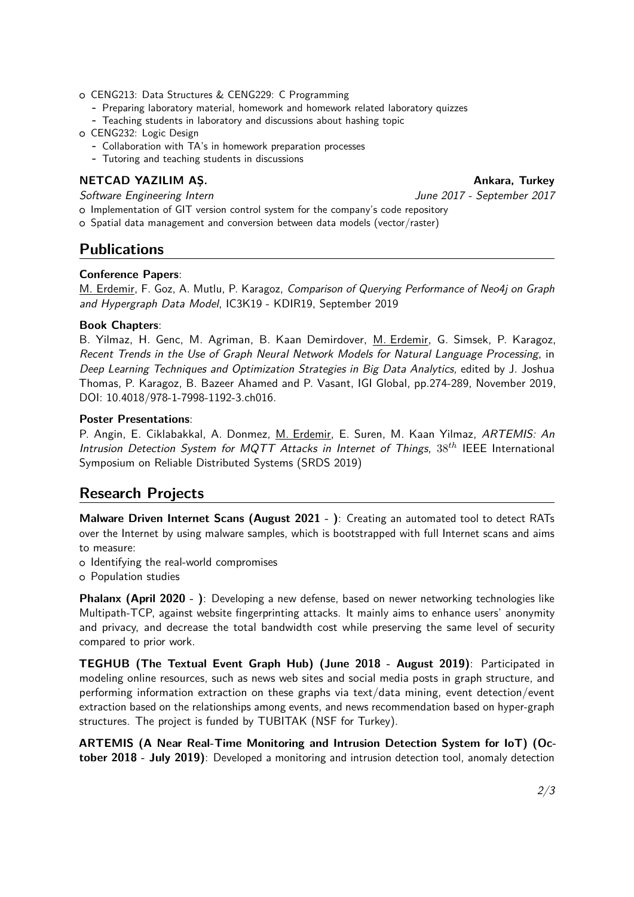- CENG213: Data Structures & CENG229: C Programming
  - Preparing laboratory material, homework and homework related laboratory quizzes
  - Teaching students in laboratory and discussions about hashing topic
- CENG232: Logic Design
  - Collaboration with TA's in homework preparation processes
  - Tutoring and teaching students in discussions

**NETCAD YAZILIM AŞ.** — **Ankara, Turkey**

*Software Engineering Intern* — *June 2017 - September 2017*

- Implementation of GIT version control system for the company's code repository
- Spatial data management and conversion between data models (vector/raster)

## Publications

**Conference Papers**:

M. Erdemir, F. Goz, A. Mutlu, P. Karagoz, *Comparison of Querying Performance of Neo4j on Graph and Hypergraph Data Model*, IC3K19 - KDIR19, September 2019

**Book Chapters**:

B. Yilmaz, H. Genc, M. Agriman, B. Kaan Demirdover, M. Erdemir, G. Simsek, P. Karagoz, *Recent Trends in the Use of Graph Neural Network Models for Natural Language Processing*, in *Deep Learning Techniques and Optimization Strategies in Big Data Analytics*, edited by J. Joshua Thomas, P. Karagoz, B. Bazeer Ahamed and P. Vasant, IGI Global, pp.274-289, November 2019, DOI: 10.4018/978-1-7998-1192-3.ch016.

**Poster Presentations**:

P. Angin, E. Ciklabakkal, A. Donmez, M. Erdemir, E. Suren, M. Kaan Yilmaz, *ARTEMIS: An Intrusion Detection System for MQTT Attacks in Internet of Things*, $38^{th}$ IEEE International Symposium on Reliable Distributed Systems (SRDS 2019)

## Research Projects

**Malware Driven Internet Scans (August 2021 - )**: Creating an automated tool to detect RATs over the Internet by using malware samples, which is bootstrapped with full Internet scans and aims to measure:

- Identifying the real-world compromises
- Population studies

**Phalanx (April 2020 - )**: Developing a new defense, based on newer networking technologies like Multipath-TCP, against website fingerprinting attacks. It mainly aims to enhance users' anonymity and privacy, and decrease the total bandwidth cost while preserving the same level of security compared to prior work.

**TEGHUB (The Textual Event Graph Hub) (June 2018 - August 2019)**: Participated in modeling online resources, such as news web sites and social media posts in graph structure, and performing information extraction on these graphs via text/data mining, event detection/event extraction based on the relationships among events, and news recommendation based on hyper-graph structures. The project is funded by TUBITAK (NSF for Turkey).

**ARTEMIS (A Near Real-Time Monitoring and Intrusion Detection System for IoT) (October 2018 - July 2019)**: Developed a monitoring and intrusion detection tool, anomaly detection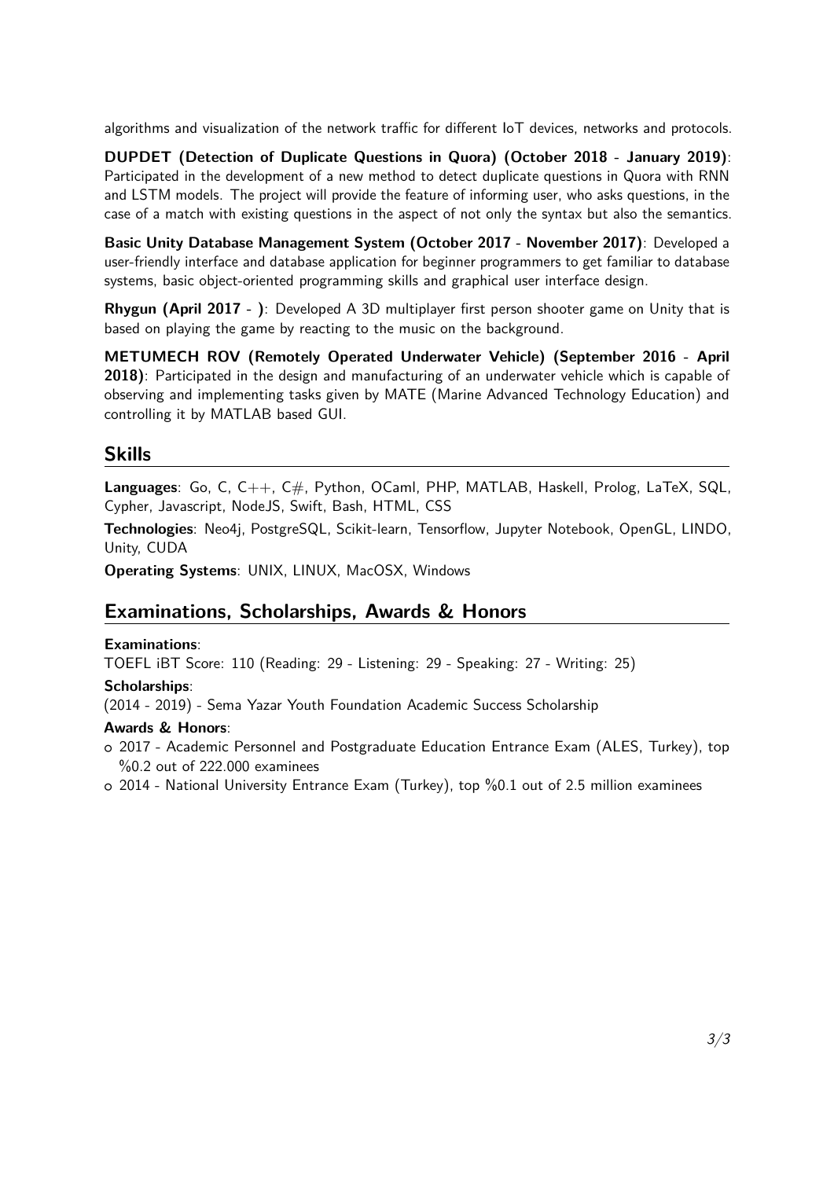algorithms and visualization of the network traffic for different IoT devices, networks and protocols.

**DUPDET (Detection of Duplicate Questions in Quora) (October 2018 - January 2019)**: Participated in the development of a new method to detect duplicate questions in Quora with RNN and LSTM models. The project will provide the feature of informing user, who asks questions, in the case of a match with existing questions in the aspect of not only the syntax but also the semantics.

**Basic Unity Database Management System (October 2017 - November 2017)**: Developed a user-friendly interface and database application for beginner programmers to get familiar to database systems, basic object-oriented programming skills and graphical user interface design.

**Rhygun (April 2017 - )**: Developed A 3D multiplayer first person shooter game on Unity that is based on playing the game by reacting to the music on the background.

**METUMECH ROV (Remotely Operated Underwater Vehicle) (September 2016 - April 2018)**: Participated in the design and manufacturing of an underwater vehicle which is capable of observing and implementing tasks given by MATE (Marine Advanced Technology Education) and controlling it by MATLAB based GUI.

## Skills

**Languages**: Go, C, C++, C#, Python, OCaml, PHP, MATLAB, Haskell, Prolog, LaTeX, SQL, Cypher, Javascript, NodeJS, Swift, Bash, HTML, CSS

**Technologies**: Neo4j, PostgreSQL, Scikit-learn, Tensorflow, Jupyter Notebook, OpenGL, LINDO, Unity, CUDA

**Operating Systems**: UNIX, LINUX, MacOSX, Windows

## Examinations, Scholarships, Awards & Honors

**Examinations**:

TOEFL iBT Score: 110 (Reading: 29 - Listening: 29 - Speaking: 27 - Writing: 25)

**Scholarships**:

(2014 - 2019) - Sema Yazar Youth Foundation Academic Success Scholarship

**Awards & Honors**:

- 2017 - Academic Personnel and Postgraduate Education Entrance Exam (ALES, Turkey), top %0.2 out of 222.000 examinees
- 2014 - National University Entrance Exam (Turkey), top %0.1 out of 2.5 million examinees